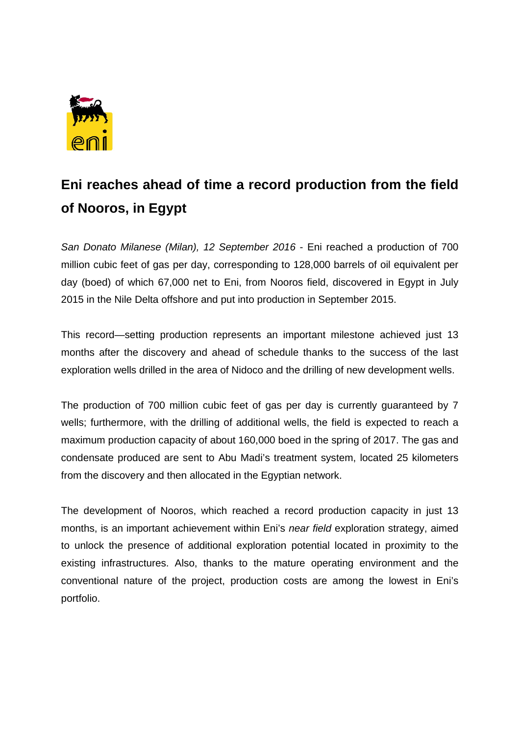# Eni reaches ahead of time a record production from the field of Nooros, in Egypt

*San Donato Milanese (Milan), 12 September 2016* - Eni reached a production of 700 million cubic feet of gas per day, corresponding to 128,000 barrels of oil equivalent per day (boed) of which 67,000 net to Eni, from Nooros field, discovered in Egypt in July 2015 in the Nile Delta offshore and put into production in September 2015.

This record—setting production represents an important milestone achieved just 13 months after the discovery and ahead of schedule thanks to the success of the last exploration wells drilled in the area of Nidoco and the drilling of new development wells.

The production of 700 million cubic feet of gas per day is currently guaranteed by 7 wells; furthermore, with the drilling of additional wells, the field is expected to reach a maximum production capacity of about 160,000 boed in the spring of 2017. The gas and condensate produced are sent to Abu Madi's treatment system, located 25 kilometers from the discovery and then allocated in the Egyptian network.

The development of Nooros, which reached a record production capacity in just 13 months, is an important achievement within Eni's *near field* exploration strategy, aimed to unlock the presence of additional exploration potential located in proximity to the existing infrastructures. Also, thanks to the mature operating environment and the conventional nature of the project, production costs are among the lowest in Eni's portfolio.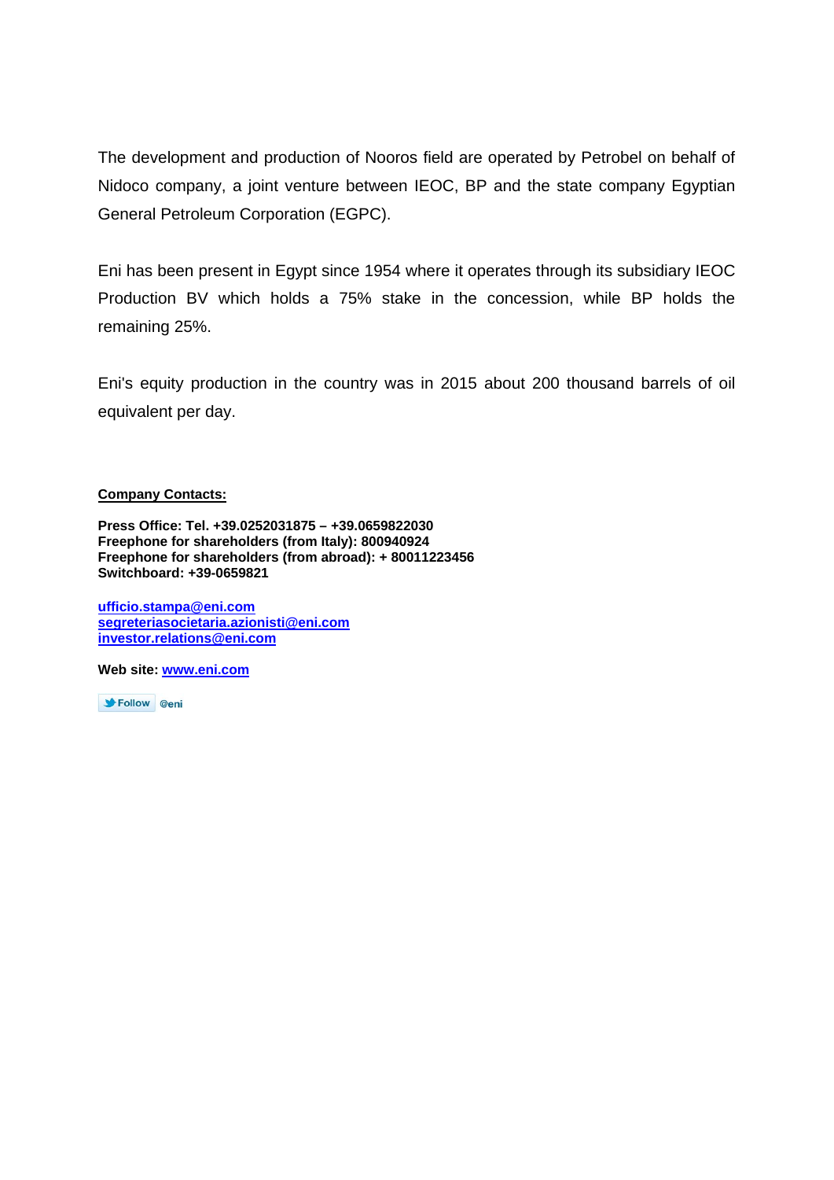The development and production of Nooros field are operated by Petrobel on behalf of Nidoco company, a joint venture between IEOC, BP and the state company Egyptian General Petroleum Corporation (EGPC).

Eni has been present in Egypt since 1954 where it operates through its subsidiary IEOC Production BV which holds a 75% stake in the concession, while BP holds the remaining 25%.

Eni's equity production in the country was in 2015 about 200 thousand barrels of oil equivalent per day.

**Company Contacts:**

**Press Office: Tel. +39.0252031875 – +39.0659822030**
**Freephone for shareholders (from Italy): 800940924**
**Freephone for shareholders (from abroad): + 80011223456**
**Switchboard: +39-0659821**

**ufficio.stampa@eni.com**
**segreteriasocietaria.azionisti@eni.com**
**investor.relations@eni.com**

**Web site: www.eni.com**

Follow @eni